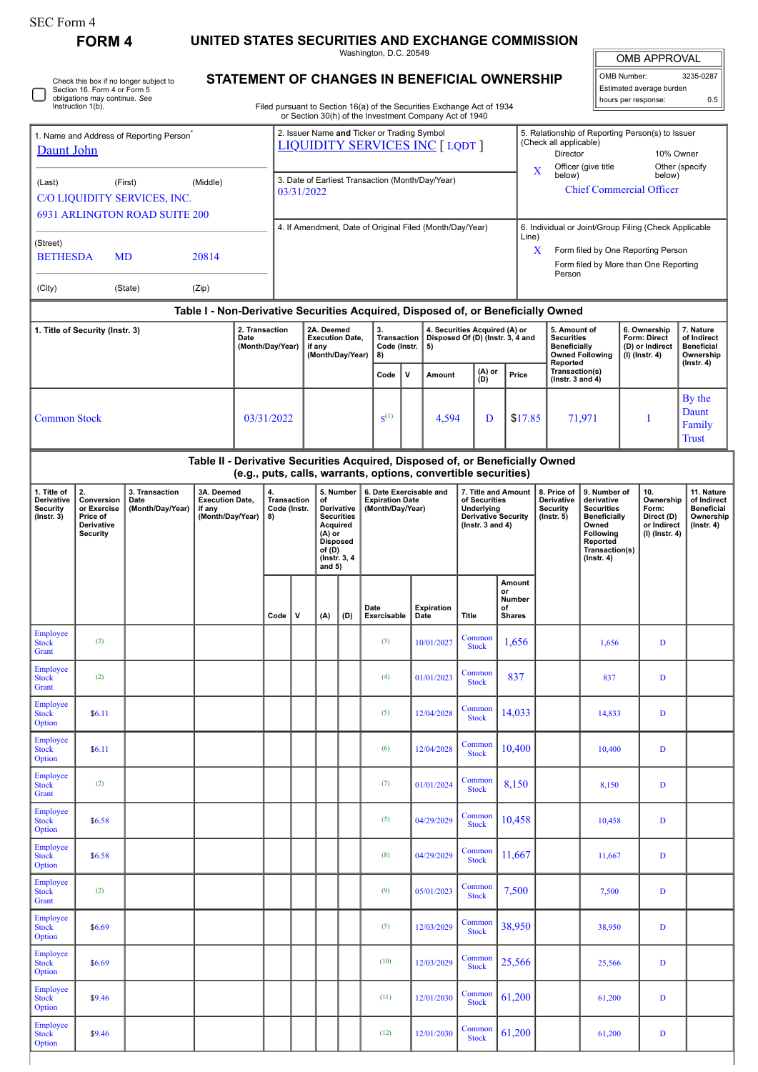SEC Form 4

# FORM 4

## UNITED STATES SECURITIES AND EXCHANGE COMMISSION

Washington, D.C. 20549

## STATEMENT OF CHANGES IN BENEFICIAL OWNERSHIP

Filed pursuant to Section 16(a) of the Securities Exchange Act of 1934 or Section 30(h) of the Investment Company Act of 1940

| OMB APPROVAL | |
|---|---|
| OMB Number: | 3235-0287 |
| Estimated average burden | |
| hours per response: | 0.5 |

☐ Check this box if no longer subject to Section 16. Form 4 or Form 5 obligations may continue. *See* Instruction 1(b).

1. Name and Address of Reporting Person*
Daunt John

(Last) (First) (Middle)
C/O LIQUIDITY SERVICES, INC.
6931 ARLINGTON ROAD SUITE 200

(Street)
BETHESDA MD 20814

(City) (State) (Zip)

2. Issuer Name **and** Ticker or Trading Symbol
LIQUIDITY SERVICES INC [ LQDT ]

3. Date of Earliest Transaction (Month/Day/Year)
03/31/2022

4. If Amendment, Date of Original Filed (Month/Day/Year)

5. Relationship of Reporting Person(s) to Issuer (Check all applicable)
Director
10% Owner
X Officer (give title below)
Other (specify below)
Chief Commercial Officer

6. Individual or Joint/Group Filing (Check Applicable Line)
X Form filed by One Reporting Person
Form filed by More than One Reporting Person

### Table I - Non-Derivative Securities Acquired, Disposed of, or Beneficially Owned

| 1. Title of Security (Instr. 3) | 2. Transaction Date (Month/Day/Year) | 2A. Deemed Execution Date, if any (Month/Day/Year) | 3. Transaction Code (Instr. 8) | | 4. Securities Acquired (A) or Disposed Of (D) (Instr. 3, 4 and 5) | | | 5. Amount of Securities Beneficially Owned Following Reported Transaction(s) (Instr. 3 and 4) | 6. Ownership Form: Direct (D) or Indirect (I) (Instr. 4) | 7. Nature of Indirect Beneficial Ownership (Instr. 4) |
|---|---|---|---|---|---|---|---|---|---|---|
| | | | Code | V | Amount | (A) or (D) | Price | | | |
| Common Stock | 03/31/2022 | | S[1] | | 4,594 | D | $17.85 | 71,971 | I | By the Daunt Family Trust |

### Table II - Derivative Securities Acquired, Disposed of, or Beneficially Owned (e.g., puts, calls, warrants, options, convertible securities)

| 1. Title of Derivative Security (Instr. 3) | 2. Conversion or Exercise Price of Derivative Security | 3. Transaction Date (Month/Day/Year) | 3A. Deemed Execution Date, if any (Month/Day/Year) | 4. Transaction Code (Instr. 8) | | 5. Number of Derivative Securities Acquired (A) or Disposed of (D) (Instr. 3, 4 and 5) | | 6. Date Exercisable and Expiration Date (Month/Day/Year) | | 7. Title and Amount of Securities Underlying Derivative Security (Instr. 3 and 4) | | 8. Price of Derivative Security (Instr. 5) | 9. Number of derivative Securities Beneficially Owned Following Reported Transaction(s) (Instr. 4) | 10. Ownership Form: Direct (D) or Indirect (I) (Instr. 4) | 11. Nature of Indirect Beneficial Ownership (Instr. 4) |
|---|---|---|---|---|---|---|---|---|---|---|---|---|---|---|---|
| | | | | Code | V | (A) | (D) | Date Exercisable | Expiration Date | Title | Amount or Number of Shares | | | | |
| Employee Stock Grant | (2) | | | | | | | (3) | 10/01/2027 | Common Stock | 1,656 | | 1,656 | D | |
| Employee Stock Grant | (2) | | | | | | | (4) | 01/01/2023 | Common Stock | 837 | | 837 | D | |
| Employee Stock Option | $6.11 | | | | | | | (5) | 12/04/2028 | Common Stock | 14,033 | | 14,833 | D | |
| Employee Stock Option | $6.11 | | | | | | | (6) | 12/04/2028 | Common Stock | 10,400 | | 10,400 | D | |
| Employee Stock Grant | (2) | | | | | | | (7) | 01/01/2024 | Common Stock | 8,150 | | 8,150 | D | |
| Employee Stock Option | $6.58 | | | | | | | (5) | 04/29/2029 | Common Stock | 10,458 | | 10,458 | D | |
| Employee Stock Option | $6.58 | | | | | | | (8) | 04/29/2029 | Common Stock | 11,667 | | 11,667 | D | |
| Employee Stock Grant | (2) | | | | | | | (9) | 05/01/2023 | Common Stock | 7,500 | | 7,500 | D | |
| Employee Stock Option | $6.69 | | | | | | | (5) | 12/03/2029 | Common Stock | 38,950 | | 38,950 | D | |
| Employee Stock Option | $6.69 | | | | | | | (10) | 12/03/2029 | Common Stock | 25,566 | | 25,566 | D | |
| Employee Stock Option | $9.46 | | | | | | | (11) | 12/01/2030 | Common Stock | 61,200 | | 61,200 | D | |
| Employee Stock Option | $9.46 | | | | | | | (12) | 12/01/2030 | Common Stock | 61,200 | | 61,200 | D | |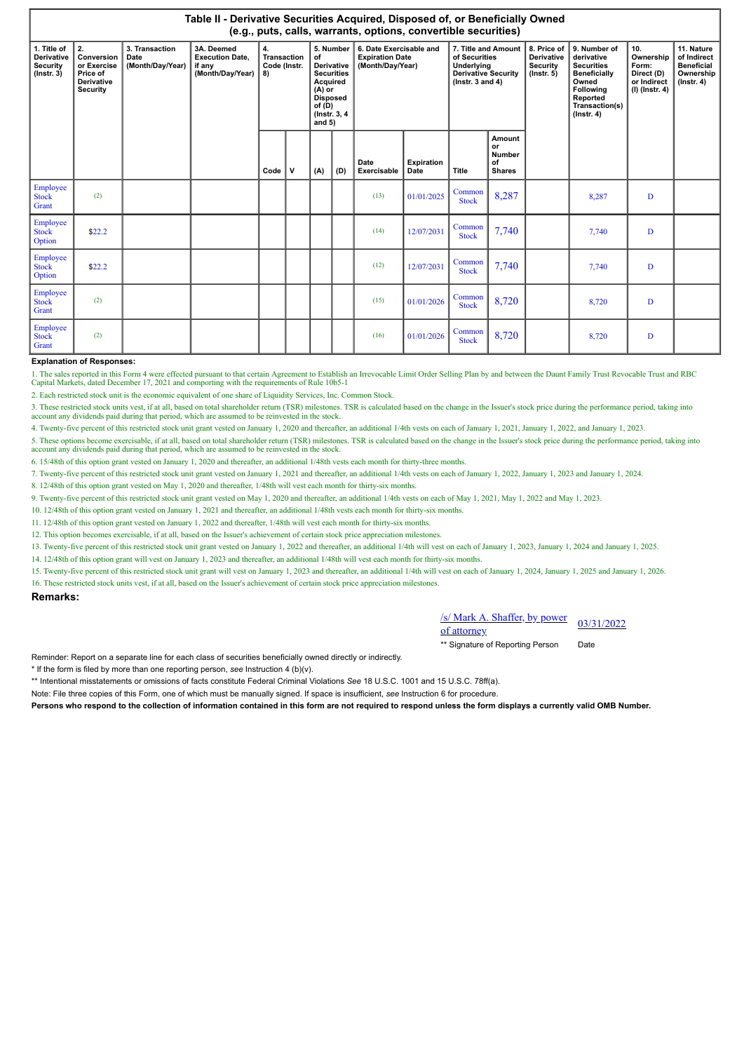## Table II - Derivative Securities Acquired, Disposed of, or Beneficially Owned
## (e.g., puts, calls, warrants, options, convertible securities)

| 1. Title of Derivative Security (Instr. 3) | 2. Conversion or Exercise Price of Derivative Security | 3. Transaction Date (Month/Day/Year) | 3A. Deemed Execution Date, if any (Month/Day/Year) | 4. Transaction Code (Instr. 8) | | 5. Number of Derivative Securities Acquired (A) or Disposed of (D) (Instr. 3, 4 and 5) | | 6. Date Exercisable and Expiration Date (Month/Day/Year) | | 7. Title and Amount of Securities Underlying Derivative Security (Instr. 3 and 4) | | 8. Price of Derivative Security (Instr. 5) | 9. Number of derivative Securities Beneficially Owned Following Reported Transaction(s) (Instr. 4) | 10. Ownership Form: Direct (D) or Indirect (I) (Instr. 4) | 11. Nature of Indirect Beneficial Ownership (Instr. 4) |
|---|---|---|---|---|---|---|---|---|---|---|---|---|---|---|---|
| | | | | Code | V | (A) | (D) | Date Exercisable | Expiration Date | Title | Amount or Number of Shares | | | | |
| Employee Stock Grant | (2) | | | | | | | (13) | 01/01/2025 | Common Stock | 8,287 | | 8,287 | D | |
| Employee Stock Option | $22.2 | | | | | | | (14) | 12/07/2031 | Common Stock | 7,740 | | 7,740 | D | |
| Employee Stock Option | $22.2 | | | | | | | (12) | 12/07/2031 | Common Stock | 7,740 | | 7,740 | D | |
| Employee Stock Grant | (2) | | | | | | | (15) | 01/01/2026 | Common Stock | 8,720 | | 8,720 | D | |
| Employee Stock Grant | (2) | | | | | | | (16) | 01/01/2026 | Common Stock | 8,720 | | 8,720 | D | |

**Explanation of Responses:**

1. The sales reported in this Form 4 were effected pursuant to that certain Agreement to Establish an Irrevocable Limit Order Selling Plan by and between the Daunt Family Trust Revocable Trust and RBC Capital Markets, dated December 17, 2021 and comporting with the requirements of Rule 10b5-1

2. Each restricted stock unit is the economic equivalent of one share of Liquidity Services, Inc. Common Stock.

3. These restricted stock units vest, if at all, based on total shareholder return (TSR) milestones. TSR is calculated based on the change in the Issuer's stock price during the performance period, taking into account any dividends paid during that period, which are assumed to be reinvested in the stock.

4. Twenty-five percent of this restricted stock unit grant vested on January 1, 2020 and thereafter, an additional 1/4th vests on each of January 1, 2021, January 1, 2022, and January 1, 2023.

5. These options become exercisable, if at all, based on total shareholder return (TSR) milestones. TSR is calculated based on the change in the Issuer's stock price during the performance period, taking into account any dividends paid during that period, which are assumed to be reinvested in the stock.

6. 15/48th of this option grant vested on January 1, 2020 and thereafter, an additional 1/48th vests each month for thirty-three months.

7. Twenty-five percent of this restricted stock unit grant vested on January 1, 2021 and thereafter, an additional 1/4th vests on each of January 1, 2022, January 1, 2023 and January 1, 2024.

8. 12/48th of this option grant vested on May 1, 2020 and thereafter, 1/48th will vest each month for thirty-six months.

9. Twenty-five percent of this restricted stock unit grant vested on May 1, 2020 and thereafter, an additional 1/4th vests on each of May 1, 2021, May 1, 2022 and May 1, 2023.

10. 12/48th of this option grant vested on January 1, 2021 and thereafter, an additional 1/48th vests each month for thirty-six months.

11. 12/48th of this option grant vested on January 1, 2022 and thereafter, 1/48th will vest each month for thirty-six months.

12. This option becomes exercisable, if at all, based on the Issuer's achievement of certain stock price appreciation milestones.

13. Twenty-five percent of this restricted stock unit grant vested on January 1, 2022 and thereafter, an additional 1/4th will vest on each of January 1, 2023, January 1, 2024 and January 1, 2025.

14. 12/48th of this option grant will vest on January 1, 2023 and thereafter, an additional 1/48th will vest each month for thirty-six months.

15. Twenty-five percent of this restricted stock unit grant will vest on January 1, 2023 and thereafter, an additional 1/4th will vest on each of January 1, 2024, January 1, 2025 and January 1, 2026.

16. These restricted stock units vest, if at all, based on the Issuer's achievement of certain stock price appreciation milestones.

**Remarks:**

/s/ Mark A. Shaffer, by power of attorney — 03/31/2022

** Signature of Reporting Person — Date

Reminder: Report on a separate line for each class of securities beneficially owned directly or indirectly.

\* If the form is filed by more than one reporting person, *see* Instruction 4 (b)(v).

** Intentional misstatements or omissions of facts constitute Federal Criminal Violations *See* 18 U.S.C. 1001 and 15 U.S.C. 78ff(a).

Note: File three copies of this Form, one of which must be manually signed. If space is insufficient, *see* Instruction 6 for procedure.

**Persons who respond to the collection of information contained in this form are not required to respond unless the form displays a currently valid OMB Number.**